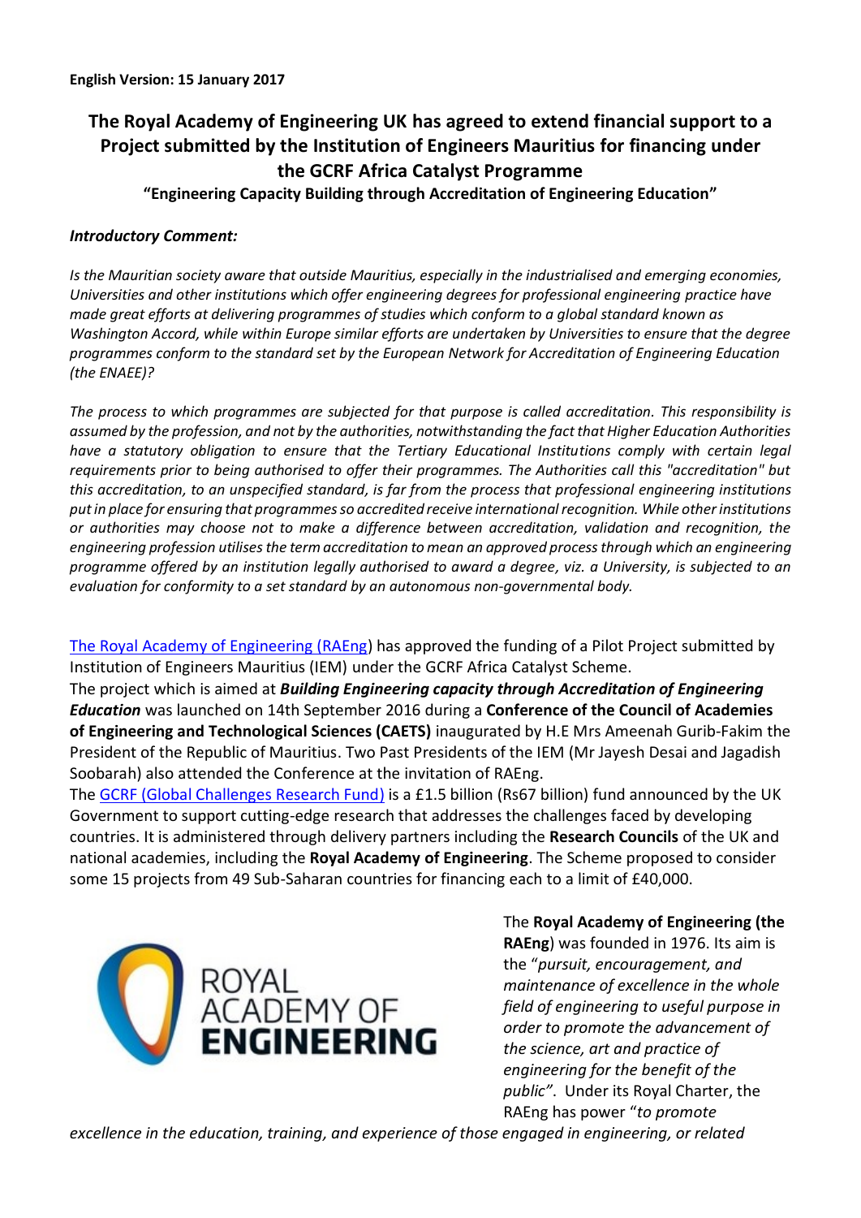**English Version: 15 January 2017**

# The Royal Academy of Engineering UK has agreed to extend financial support to a Project submitted by the Institution of Engineers Mauritius for financing under the GCRF Africa Catalyst Programme

**"Engineering Capacity Building through Accreditation of Engineering Education"**

***Introductory Comment:***

*Is the Mauritian society aware that outside Mauritius, especially in the industrialised and emerging economies, Universities and other institutions which offer engineering degrees for professional engineering practice have made great efforts at delivering programmes of studies which conform to a global standard known as Washington Accord, while within Europe similar efforts are undertaken by Universities to ensure that the degree programmes conform to the standard set by the European Network for Accreditation of Engineering Education (the ENAEE)?*

*The process to which programmes are subjected for that purpose is called accreditation. This responsibility is assumed by the profession, and not by the authorities, notwithstanding the fact that Higher Education Authorities have a statutory obligation to ensure that the Tertiary Educational Institutions comply with certain legal requirements prior to being authorised to offer their programmes. The Authorities call this "accreditation" but this accreditation, to an unspecified standard, is far from the process that professional engineering institutions put in place for ensuring that programmes so accredited receive international recognition. While other institutions or authorities may choose not to make a difference between accreditation, validation and recognition, the engineering profession utilises the term accreditation to mean an approved process through which an engineering programme offered by an institution legally authorised to award a degree, viz. a University, is subjected to an evaluation for conformity to a set standard by an autonomous non-governmental body.*

The Royal Academy of Engineering (RAEng) has approved the funding of a Pilot Project submitted by Institution of Engineers Mauritius (IEM) under the GCRF Africa Catalyst Scheme.
The project which is aimed at ***Building Engineering capacity through Accreditation of Engineering Education*** was launched on 14th September 2016 during a **Conference of the Council of Academies of Engineering and Technological Sciences (CAETS)** inaugurated by H.E Mrs Ameenah Gurib-Fakim the President of the Republic of Mauritius. Two Past Presidents of the IEM (Mr Jayesh Desai and Jagadish Soobarah) also attended the Conference at the invitation of RAEng.
The GCRF (Global Challenges Research Fund) is a £1.5 billion (Rs67 billion) fund announced by the UK Government to support cutting-edge research that addresses the challenges faced by developing countries. It is administered through delivery partners including the **Research Councils** of the UK and national academies, including the **Royal Academy of Engineering**. The Scheme proposed to consider some 15 projects from 49 Sub-Saharan countries for financing each to a limit of £40,000.

ROYAL ACADEMY OF ENGINEERING

The **Royal Academy of Engineering (the RAEng**) was founded in 1976. Its aim is the "*pursuit, encouragement, and maintenance of excellence in the whole field of engineering to useful purpose in order to promote the advancement of the science, art and practice of engineering for the benefit of the public"*. Under its Royal Charter, the RAEng has power "*to promote excellence in the education, training, and experience of those engaged in engineering, or related*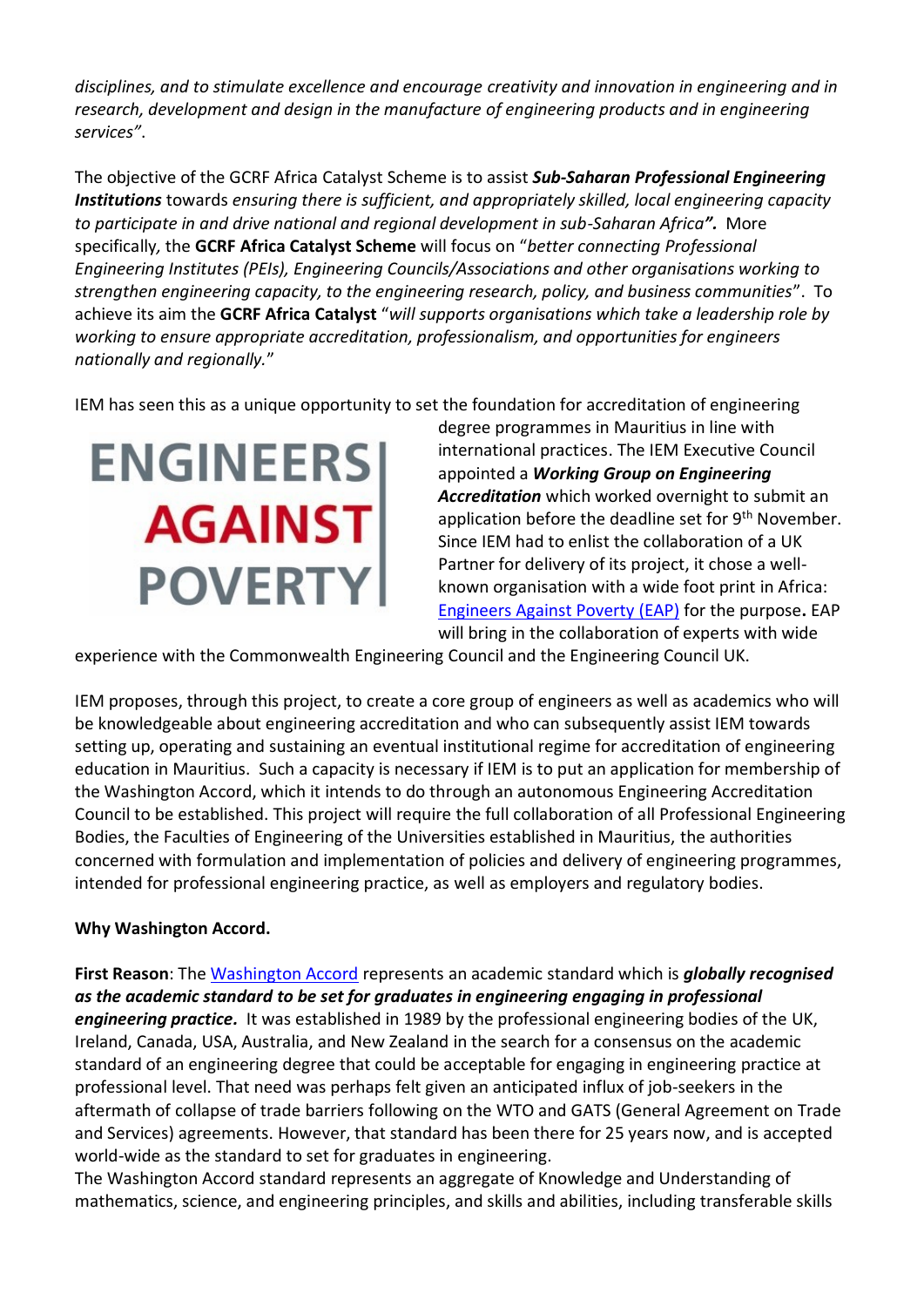*disciplines, and to stimulate excellence and encourage creativity and innovation in engineering and in research, development and design in the manufacture of engineering products and in engineering services"*.

The objective of the GCRF Africa Catalyst Scheme is to assist ***Sub-Saharan Professional Engineering Institutions*** towards *ensuring there is sufficient, and appropriately skilled, local engineering capacity to participate in and drive national and regional development in sub-Saharan Africa****".*** More specifically, the **GCRF Africa Catalyst Scheme** will focus on "*better connecting Professional Engineering Institutes (PEIs), Engineering Councils/Associations and other organisations working to strengthen engineering capacity, to the engineering research, policy, and business communities*". To achieve its aim the **GCRF Africa Catalyst** "*will supports organisations which take a leadership role by working to ensure appropriate accreditation, professionalism, and opportunities for engineers nationally and regionally.*"

IEM has seen this as a unique opportunity to set the foundation for accreditation of engineering degree programmes in Mauritius in line with international practices. The IEM Executive Council appointed a ***Working Group on Engineering Accreditation*** which worked overnight to submit an application before the deadline set for 9th November. Since IEM had to enlist the collaboration of a UK Partner for delivery of its project, it chose a well-known organisation with a wide foot print in Africa: Engineers Against Poverty (EAP) for the purpose**.** EAP will bring in the collaboration of experts with wide experience with the Commonwealth Engineering Council and the Engineering Council UK.

IEM proposes, through this project, to create a core group of engineers as well as academics who will be knowledgeable about engineering accreditation and who can subsequently assist IEM towards setting up, operating and sustaining an eventual institutional regime for accreditation of engineering education in Mauritius. Such a capacity is necessary if IEM is to put an application for membership of the Washington Accord, which it intends to do through an autonomous Engineering Accreditation Council to be established. This project will require the full collaboration of all Professional Engineering Bodies, the Faculties of Engineering of the Universities established in Mauritius, the authorities concerned with formulation and implementation of policies and delivery of engineering programmes, intended for professional engineering practice, as well as employers and regulatory bodies.

**Why Washington Accord.**

**First Reason**: The Washington Accord represents an academic standard which is ***globally recognised as the academic standard to be set for graduates in engineering engaging in professional engineering practice.*** It was established in 1989 by the professional engineering bodies of the UK, Ireland, Canada, USA, Australia, and New Zealand in the search for a consensus on the academic standard of an engineering degree that could be acceptable for engaging in engineering practice at professional level. That need was perhaps felt given an anticipated influx of job-seekers in the aftermath of collapse of trade barriers following on the WTO and GATS (General Agreement on Trade and Services) agreements. However, that standard has been there for 25 years now, and is accepted world-wide as the standard to set for graduates in engineering.
The Washington Accord standard represents an aggregate of Knowledge and Understanding of mathematics, science, and engineering principles, and skills and abilities, including transferable skills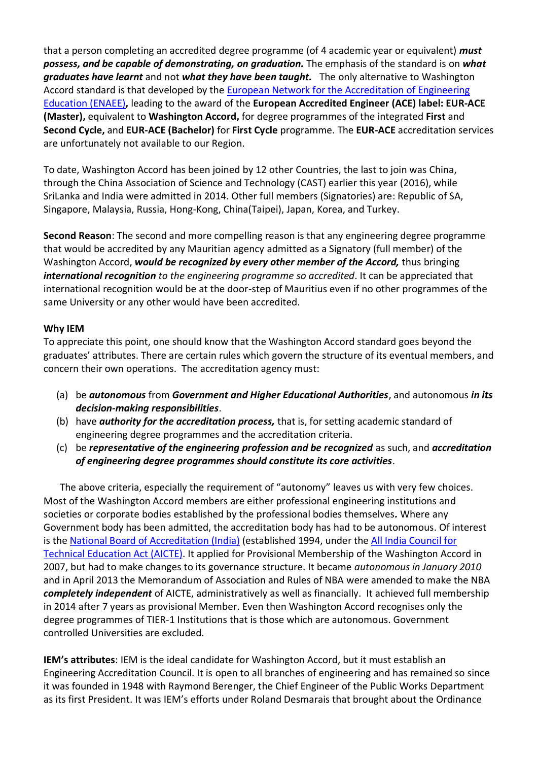that a person completing an accredited degree programme (of 4 academic year or equivalent) ***must possess, and be capable of demonstrating, on graduation.*** The emphasis of the standard is on ***what graduates have learnt*** and not ***what they have been taught.*** The only alternative to Washington Accord standard is that developed by the European Network for the Accreditation of Engineering Education (ENAEE)**,** leading to the award of the **European Accredited Engineer (ACE) label: EUR-ACE (Master),** equivalent to **Washington Accord,** for degree programmes of the integrated **First** and **Second Cycle,** and **EUR-ACE (Bachelor)** for **First Cycle** programme. The **EUR-ACE** accreditation services are unfortunately not available to our Region.

To date, Washington Accord has been joined by 12 other Countries, the last to join was China, through the China Association of Science and Technology (CAST) earlier this year (2016), while SriLanka and India were admitted in 2014. Other full members (Signatories) are: Republic of SA, Singapore, Malaysia, Russia, Hong-Kong, China(Taipei), Japan, Korea, and Turkey.

**Second Reason**: The second and more compelling reason is that any engineering degree programme that would be accredited by any Mauritian agency admitted as a Signatory (full member) of the Washington Accord, ***would be recognized by every other member of the Accord,*** thus bringing ***international recognition*** *to the engineering programme so accredited*. It can be appreciated that international recognition would be at the door-step of Mauritius even if no other programmes of the same University or any other would have been accredited.

**Why IEM**

To appreciate this point, one should know that the Washington Accord standard goes beyond the graduates' attributes. There are certain rules which govern the structure of its eventual members, and concern their own operations. The accreditation agency must:

(a) be ***autonomous*** from ***Government and Higher Educational Authorities***, and autonomous ***in its decision-making responsibilities***.
(b) have ***authority for the accreditation process,*** that is, for setting academic standard of engineering degree programmes and the accreditation criteria.
(c) be ***representative of the engineering profession and be recognized*** as such, and ***accreditation of engineering degree programmes should constitute its core activities***.

The above criteria, especially the requirement of "autonomy" leaves us with very few choices. Most of the Washington Accord members are either professional engineering institutions and societies or corporate bodies established by the professional bodies themselves**.** Where any Government body has been admitted, the accreditation body has had to be autonomous. Of interest is the National Board of Accreditation (India) (established 1994, under the All India Council for Technical Education Act (AICTE). It applied for Provisional Membership of the Washington Accord in 2007, but had to make changes to its governance structure. It became *autonomous in January 2010* and in April 2013 the Memorandum of Association and Rules of NBA were amended to make the NBA ***completely independent*** of AICTE, administratively as well as financially. It achieved full membership in 2014 after 7 years as provisional Member. Even then Washington Accord recognises only the degree programmes of TIER-1 Institutions that is those which are autonomous. Government controlled Universities are excluded.

**IEM's attributes**: IEM is the ideal candidate for Washington Accord, but it must establish an Engineering Accreditation Council. It is open to all branches of engineering and has remained so since it was founded in 1948 with Raymond Berenger, the Chief Engineer of the Public Works Department as its first President. It was IEM's efforts under Roland Desmarais that brought about the Ordinance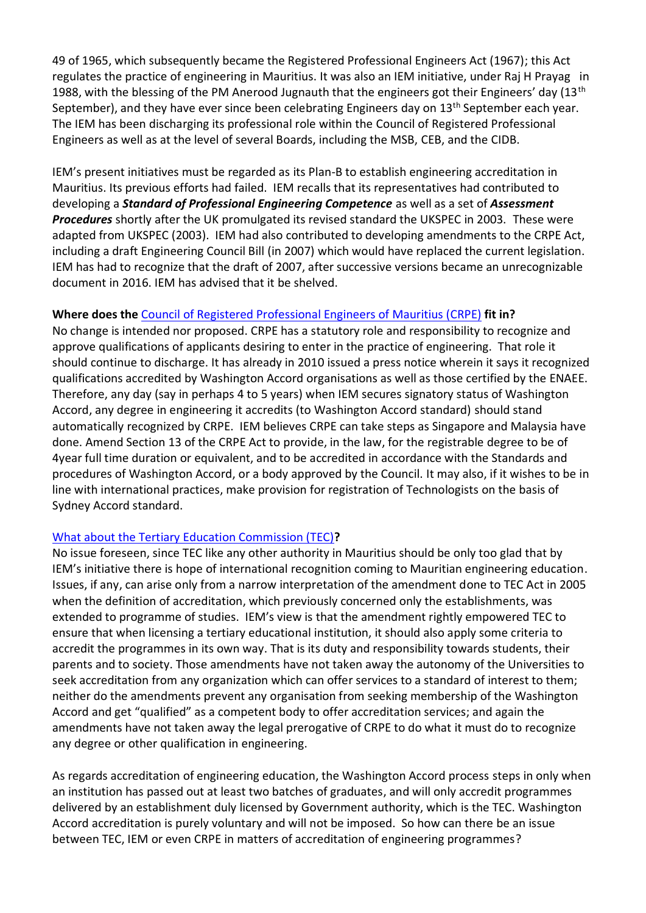49 of 1965, which subsequently became the Registered Professional Engineers Act (1967); this Act regulates the practice of engineering in Mauritius. It was also an IEM initiative, under Raj H Prayag in 1988, with the blessing of the PM Anerood Jugnauth that the engineers got their Engineers' day (13th September), and they have ever since been celebrating Engineers day on 13th September each year. The IEM has been discharging its professional role within the Council of Registered Professional Engineers as well as at the level of several Boards, including the MSB, CEB, and the CIDB.

IEM's present initiatives must be regarded as its Plan-B to establish engineering accreditation in Mauritius. Its previous efforts had failed. IEM recalls that its representatives had contributed to developing a ***Standard of Professional Engineering Competence*** as well as a set of ***Assessment Procedures*** shortly after the UK promulgated its revised standard the UKSPEC in 2003. These were adapted from UKSPEC (2003). IEM had also contributed to developing amendments to the CRPE Act, including a draft Engineering Council Bill (in 2007) which would have replaced the current legislation. IEM has had to recognize that the draft of 2007, after successive versions became an unrecognizable document in 2016. IEM has advised that it be shelved.

**Where does the Council of Registered Professional Engineers of Mauritius (CRPE) fit in?**

No change is intended nor proposed. CRPE has a statutory role and responsibility to recognize and approve qualifications of applicants desiring to enter in the practice of engineering. That role it should continue to discharge. It has already in 2010 issued a press notice wherein it says it recognized qualifications accredited by Washington Accord organisations as well as those certified by the ENAEE. Therefore, any day (say in perhaps 4 to 5 years) when IEM secures signatory status of Washington Accord, any degree in engineering it accredits (to Washington Accord standard) should stand automatically recognized by CRPE. IEM believes CRPE can take steps as Singapore and Malaysia have done. Amend Section 13 of the CRPE Act to provide, in the law, for the registrable degree to be of 4year full time duration or equivalent, and to be accredited in accordance with the Standards and procedures of Washington Accord, or a body approved by the Council. It may also, if it wishes to be in line with international practices, make provision for registration of Technologists on the basis of Sydney Accord standard.

**What about the Tertiary Education Commission (TEC)?**

No issue foreseen, since TEC like any other authority in Mauritius should be only too glad that by IEM's initiative there is hope of international recognition coming to Mauritian engineering education. Issues, if any, can arise only from a narrow interpretation of the amendment done to TEC Act in 2005 when the definition of accreditation, which previously concerned only the establishments, was extended to programme of studies. IEM's view is that the amendment rightly empowered TEC to ensure that when licensing a tertiary educational institution, it should also apply some criteria to accredit the programmes in its own way. That is its duty and responsibility towards students, their parents and to society. Those amendments have not taken away the autonomy of the Universities to seek accreditation from any organization which can offer services to a standard of interest to them; neither do the amendments prevent any organisation from seeking membership of the Washington Accord and get "qualified" as a competent body to offer accreditation services; and again the amendments have not taken away the legal prerogative of CRPE to do what it must do to recognize any degree or other qualification in engineering.

As regards accreditation of engineering education, the Washington Accord process steps in only when an institution has passed out at least two batches of graduates, and will only accredit programmes delivered by an establishment duly licensed by Government authority, which is the TEC. Washington Accord accreditation is purely voluntary and will not be imposed. So how can there be an issue between TEC, IEM or even CRPE in matters of accreditation of engineering programmes?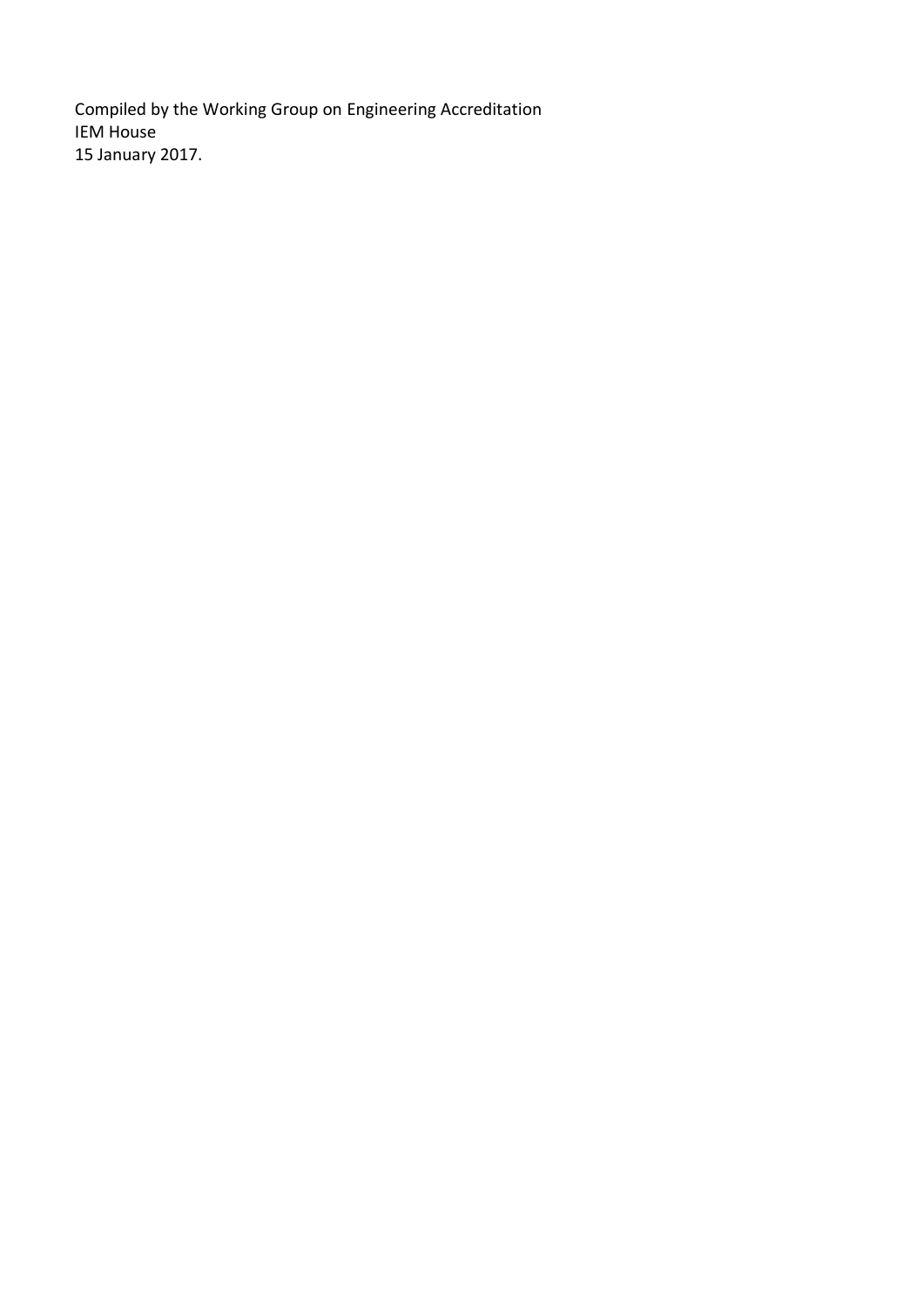Compiled by the Working Group on Engineering Accreditation
IEM House
15 January 2017.